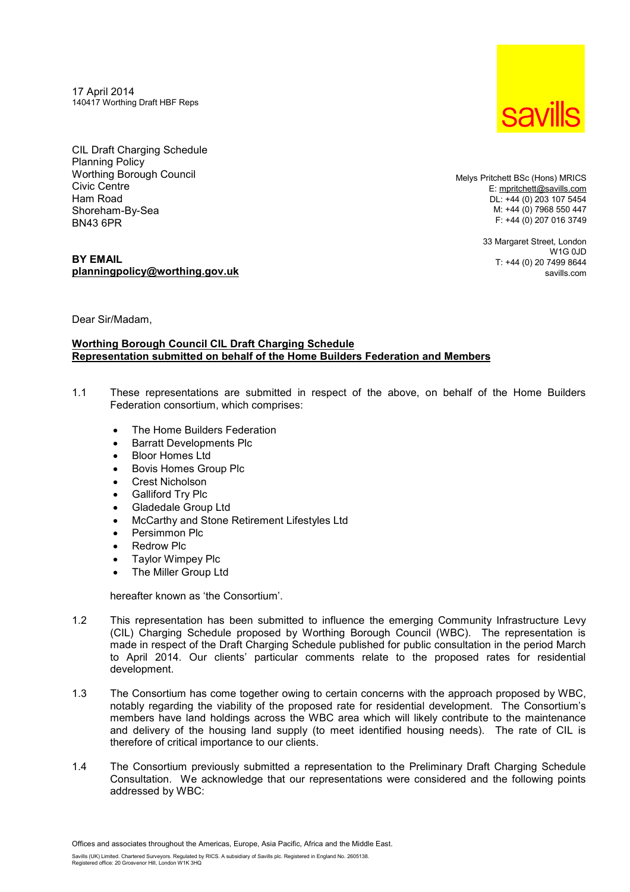17 April 2014
140417 Worthing Draft HBF Reps

savills

CIL Draft Charging Schedule
Planning Policy
Worthing Borough Council
Civic Centre
Ham Road
Shoreham-By-Sea
BN43 6PR

Melys Pritchett BSc (Hons) MRICS
E: mpritchett@savills.com
DL: +44 (0) 203 107 5454
M: +44 (0) 7968 550 447
F: +44 (0) 207 016 3749

33 Margaret Street, London
W1G 0JD
T: +44 (0) 20 7499 8644
savills.com

**BY EMAIL**
**planningpolicy@worthing.gov.uk**

Dear Sir/Madam,

**Worthing Borough Council CIL Draft Charging Schedule**
**Representation submitted on behalf of the Home Builders Federation and Members**

1.1 These representations are submitted in respect of the above, on behalf of the Home Builders Federation consortium, which comprises:

- The Home Builders Federation
- Barratt Developments Plc
- Bloor Homes Ltd
- Bovis Homes Group Plc
- Crest Nicholson
- Galliford Try Plc
- Gladedale Group Ltd
- McCarthy and Stone Retirement Lifestyles Ltd
- Persimmon Plc
- Redrow Plc
- Taylor Wimpey Plc
- The Miller Group Ltd

hereafter known as 'the Consortium'.

1.2 This representation has been submitted to influence the emerging Community Infrastructure Levy (CIL) Charging Schedule proposed by Worthing Borough Council (WBC). The representation is made in respect of the Draft Charging Schedule published for public consultation in the period March to April 2014. Our clients' particular comments relate to the proposed rates for residential development.

1.3 The Consortium has come together owing to certain concerns with the approach proposed by WBC, notably regarding the viability of the proposed rate for residential development. The Consortium's members have land holdings across the WBC area which will likely contribute to the maintenance and delivery of the housing land supply (to meet identified housing needs). The rate of CIL is therefore of critical importance to our clients.

1.4 The Consortium previously submitted a representation to the Preliminary Draft Charging Schedule Consultation. We acknowledge that our representations were considered and the following points addressed by WBC:

Offices and associates throughout the Americas, Europe, Asia Pacific, Africa and the Middle East.

Savills (UK) Limited. Chartered Surveyors. Regulated by RICS. A subsidiary of Savills plc. Registered in England No. 2605138.
Registered office: 20 Grosvenor Hill, London W1K 3HQ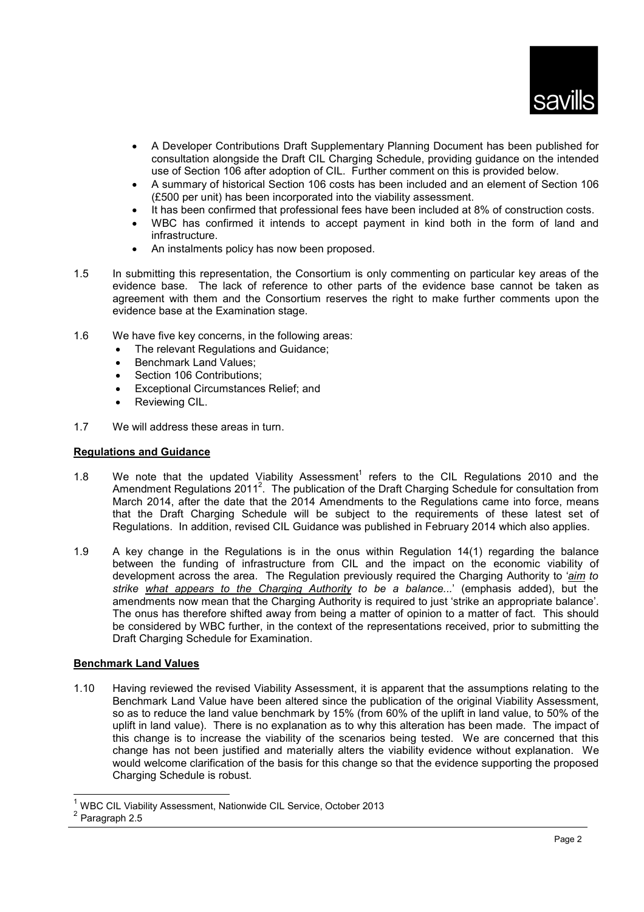- A Developer Contributions Draft Supplementary Planning Document has been published for consultation alongside the Draft CIL Charging Schedule, providing guidance on the intended use of Section 106 after adoption of CIL. Further comment on this is provided below.
- A summary of historical Section 106 costs has been included and an element of Section 106 (£500 per unit) has been incorporated into the viability assessment.
- It has been confirmed that professional fees have been included at 8% of construction costs.
- WBC has confirmed it intends to accept payment in kind both in the form of land and infrastructure.
- An instalments policy has now been proposed.

1.5 In submitting this representation, the Consortium is only commenting on particular key areas of the evidence base. The lack of reference to other parts of the evidence base cannot be taken as agreement with them and the Consortium reserves the right to make further comments upon the evidence base at the Examination stage.

1.6 We have five key concerns, in the following areas:

- The relevant Regulations and Guidance;
- Benchmark Land Values;
- Section 106 Contributions;
- Exceptional Circumstances Relief; and
- Reviewing CIL.

1.7 We will address these areas in turn.

**Regulations and Guidance**

1.8 We note that the updated Viability Assessment[1] refers to the CIL Regulations 2010 and the Amendment Regulations 2011[2]. The publication of the Draft Charging Schedule for consultation from March 2014, after the date that the 2014 Amendments to the Regulations came into force, means that the Draft Charging Schedule will be subject to the requirements of these latest set of Regulations. In addition, revised CIL Guidance was published in February 2014 which also applies.

1.9 A key change in the Regulations is in the onus within Regulation 14(1) regarding the balance between the funding of infrastructure from CIL and the impact on the economic viability of development across the area. The Regulation previously required the Charging Authority to '*aim to strike what appears to the Charging Authority to be a balance...*' (emphasis added), but the amendments now mean that the Charging Authority is required to just 'strike an appropriate balance'. The onus has therefore shifted away from being a matter of opinion to a matter of fact. This should be considered by WBC further, in the context of the representations received, prior to submitting the Draft Charging Schedule for Examination.

**Benchmark Land Values**

1.10 Having reviewed the revised Viability Assessment, it is apparent that the assumptions relating to the Benchmark Land Value have been altered since the publication of the original Viability Assessment, so as to reduce the land value benchmark by 15% (from 60% of the uplift in land value, to 50% of the uplift in land value). There is no explanation as to why this alteration has been made. The impact of this change is to increase the viability of the scenarios being tested. We are concerned that this change has not been justified and materially alters the viability evidence without explanation. We would welcome clarification of the basis for this change so that the evidence supporting the proposed Charging Schedule is robust.

---

[1] WBC CIL Viability Assessment, Nationwide CIL Service, October 2013

[2] Paragraph 2.5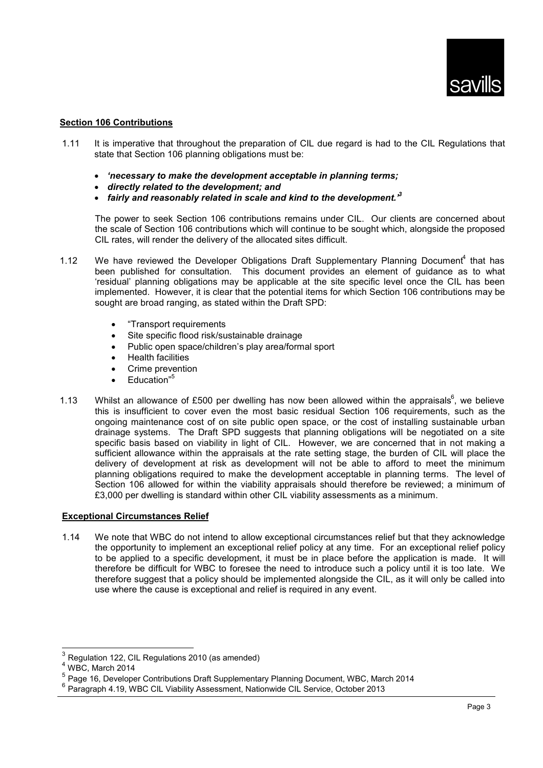**Section 106 Contributions**

1.11 It is imperative that throughout the preparation of CIL due regard is had to the CIL Regulations that state that Section 106 planning obligations must be:

- ***'necessary to make the development acceptable in planning terms;***
- ***directly related to the development; and***
- ***fairly and reasonably related in scale and kind to the development.'***[3]

The power to seek Section 106 contributions remains under CIL. Our clients are concerned about the scale of Section 106 contributions which will continue to be sought which, alongside the proposed CIL rates, will render the delivery of the allocated sites difficult.

1.12 We have reviewed the Developer Obligations Draft Supplementary Planning Document[4] that has been published for consultation. This document provides an element of guidance as to what 'residual' planning obligations may be applicable at the site specific level once the CIL has been implemented. However, it is clear that the potential items for which Section 106 contributions may be sought are broad ranging, as stated within the Draft SPD:

- "Transport requirements
- Site specific flood risk/sustainable drainage
- Public open space/children's play area/formal sport
- Health facilities
- Crime prevention
- Education"[5]

1.13 Whilst an allowance of £500 per dwelling has now been allowed within the appraisals[6], we believe this is insufficient to cover even the most basic residual Section 106 requirements, such as the ongoing maintenance cost of on site public open space, or the cost of installing sustainable urban drainage systems. The Draft SPD suggests that planning obligations will be negotiated on a site specific basis based on viability in light of CIL. However, we are concerned that in not making a sufficient allowance within the appraisals at the rate setting stage, the burden of CIL will place the delivery of development at risk as development will not be able to afford to meet the minimum planning obligations required to make the development acceptable in planning terms. The level of Section 106 allowed for within the viability appraisals should therefore be reviewed; a minimum of £3,000 per dwelling is standard within other CIL viability assessments as a minimum.

**Exceptional Circumstances Relief**

1.14 We note that WBC do not intend to allow exceptional circumstances relief but that they acknowledge the opportunity to implement an exceptional relief policy at any time. For an exceptional relief policy to be applied to a specific development, it must be in place before the application is made. It will therefore be difficult for WBC to foresee the need to introduce such a policy until it is too late. We therefore suggest that a policy should be implemented alongside the CIL, as it will only be called into use where the cause is exceptional and relief is required in any event.

---

[3] Regulation 122, CIL Regulations 2010 (as amended)

[4] WBC, March 2014

[5] Page 16, Developer Contributions Draft Supplementary Planning Document, WBC, March 2014

[6] Paragraph 4.19, WBC CIL Viability Assessment, Nationwide CIL Service, October 2013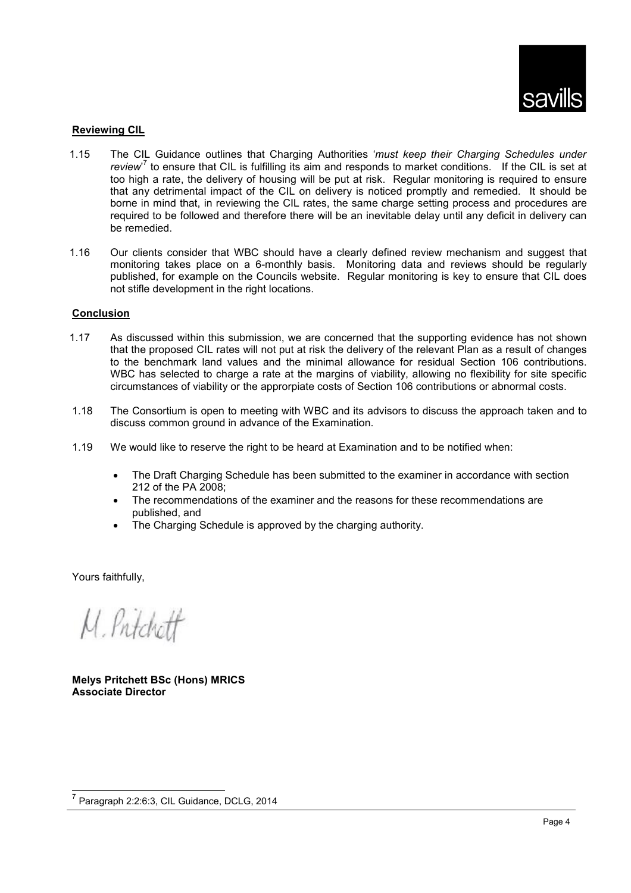**Reviewing CIL**

1.15 The CIL Guidance outlines that Charging Authorities '*must keep their Charging Schedules under review*'[7] to ensure that CIL is fulfilling its aim and responds to market conditions. If the CIL is set at too high a rate, the delivery of housing will be put at risk. Regular monitoring is required to ensure that any detrimental impact of the CIL on delivery is noticed promptly and remedied. It should be borne in mind that, in reviewing the CIL rates, the same charge setting process and procedures are required to be followed and therefore there will be an inevitable delay until any deficit in delivery can be remedied.

1.16 Our clients consider that WBC should have a clearly defined review mechanism and suggest that monitoring takes place on a 6-monthly basis. Monitoring data and reviews should be regularly published, for example on the Councils website. Regular monitoring is key to ensure that CIL does not stifle development in the right locations.

**Conclusion**

1.17 As discussed within this submission, we are concerned that the supporting evidence has not shown that the proposed CIL rates will not put at risk the delivery of the relevant Plan as a result of changes to the benchmark land values and the minimal allowance for residual Section 106 contributions. WBC has selected to charge a rate at the margins of viability, allowing no flexibility for site specific circumstances of viability or the approrpiate costs of Section 106 contributions or abnormal costs.

1.18 The Consortium is open to meeting with WBC and its advisors to discuss the approach taken and to discuss common ground in advance of the Examination.

1.19 We would like to reserve the right to be heard at Examination and to be notified when:

- The Draft Charging Schedule has been submitted to the examiner in accordance with section 212 of the PA 2008;
- The recommendations of the examiner and the reasons for these recommendations are published, and
- The Charging Schedule is approved by the charging authority.

Yours faithfully,

M. Pritchett

**Melys Pritchett BSc (Hons) MRICS**
**Associate Director**

[7] Paragraph 2:2:6:3, CIL Guidance, DCLG, 2014